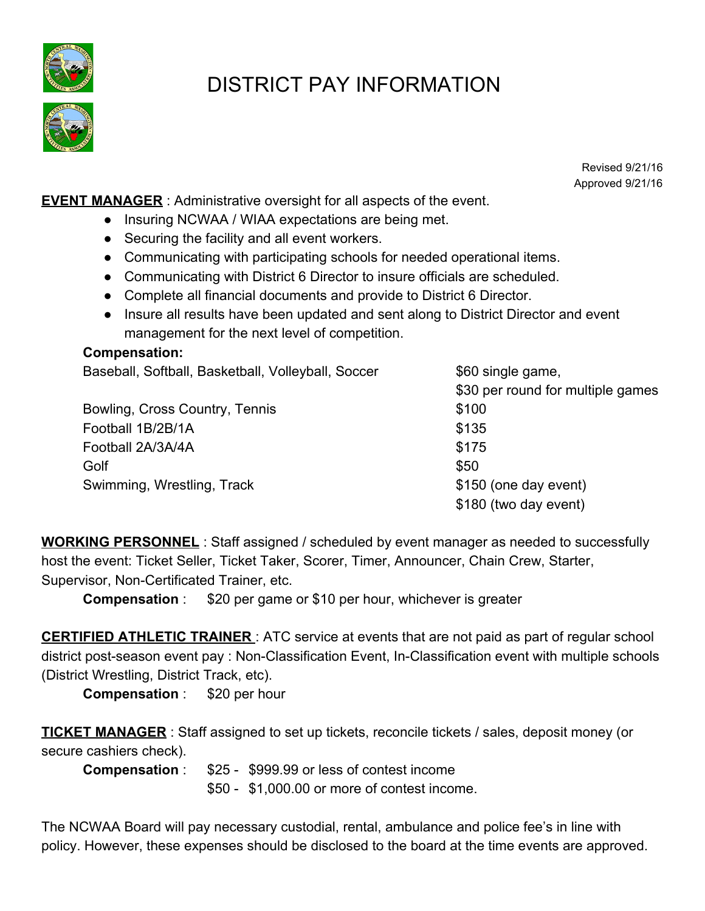# DISTRICT PAY INFORMATION

Revised 9/21/16
Approved 9/21/16

**EVENT MANAGER** : Administrative oversight for all aspects of the event.

- Insuring NCWAA / WIAA expectations are being met.
- Securing the facility and all event workers.
- Communicating with participating schools for needed operational items.
- Communicating with District 6 Director to insure officials are scheduled.
- Complete all financial documents and provide to District 6 Director.
- Insure all results have been updated and sent along to District Director and event management for the next level of competition.

**Compensation:**

| Sport | Compensation |
|---|---|
| Baseball, Softball, Basketball, Volleyball, Soccer | $60 single game, $30 per round for multiple games |
| Bowling, Cross Country, Tennis | $100 |
| Football 1B/2B/1A | $135 |
| Football 2A/3A/4A | $175 |
| Golf | $50 |
| Swimming, Wrestling, Track | $150 (one day event) $180 (two day event) |

**WORKING PERSONNEL** : Staff assigned / scheduled by event manager as needed to successfully host the event: Ticket Seller, Ticket Taker, Scorer, Timer, Announcer, Chain Crew, Starter, Supervisor, Non-Certificated Trainer, etc.

**Compensation** : $20 per game or $10 per hour, whichever is greater

**CERTIFIED ATHLETIC TRAINER** : ATC service at events that are not paid as part of regular school district post-season event pay : Non-Classification Event, In-Classification event with multiple schools (District Wrestling, District Track, etc).

**Compensation** : $20 per hour

**TICKET MANAGER** : Staff assigned to set up tickets, reconcile tickets / sales, deposit money (or secure cashiers check).

**Compensation** : $25 - $999.99 or less of contest income
$50 - $1,000.00 or more of contest income.

The NCWAA Board will pay necessary custodial, rental, ambulance and police fee's in line with policy. However, these expenses should be disclosed to the board at the time events are approved.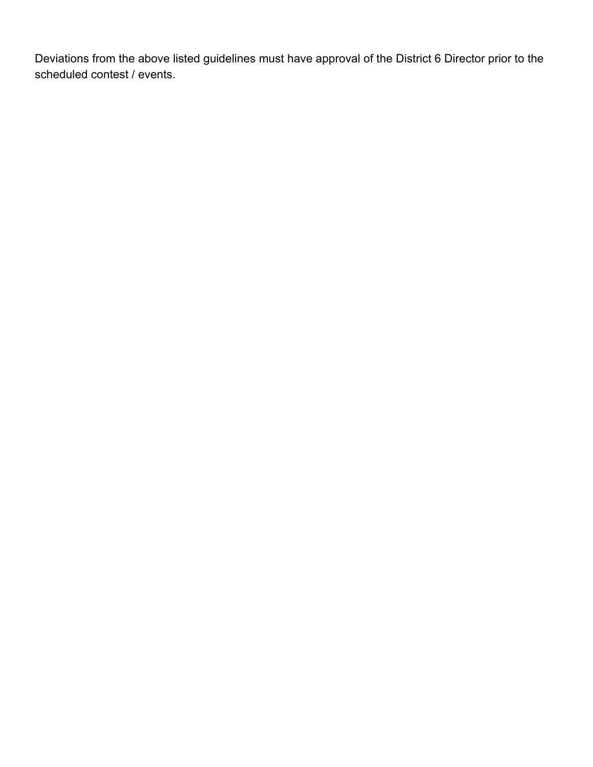Deviations from the above listed guidelines must have approval of the District 6 Director prior to the scheduled contest / events.